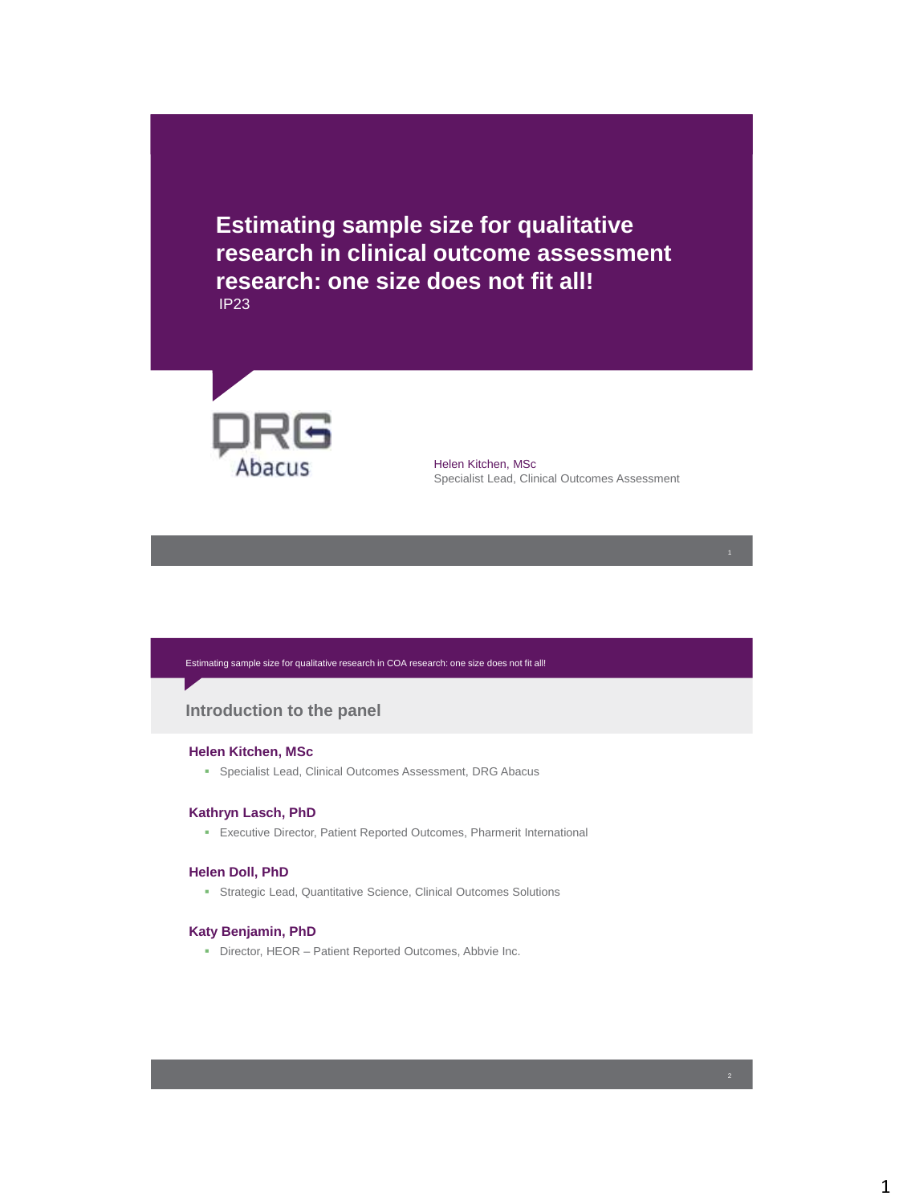# Estimating sample size for qualitative research in clinical outcome assessment research: one size does not fit all!

IP23

DRG Abacus

Helen Kitchen, MSc
Specialist Lead, Clinical Outcomes Assessment

Estimating sample size for qualitative research in COA research: one size does not fit all!

## Introduction to the panel

**Helen Kitchen, MSc**

- Specialist Lead, Clinical Outcomes Assessment, DRG Abacus

**Kathryn Lasch, PhD**

- Executive Director, Patient Reported Outcomes, Pharmerit International

**Helen Doll, PhD**

- Strategic Lead, Quantitative Science, Clinical Outcomes Solutions

**Katy Benjamin, PhD**

- Director, HEOR – Patient Reported Outcomes, Abbvie Inc.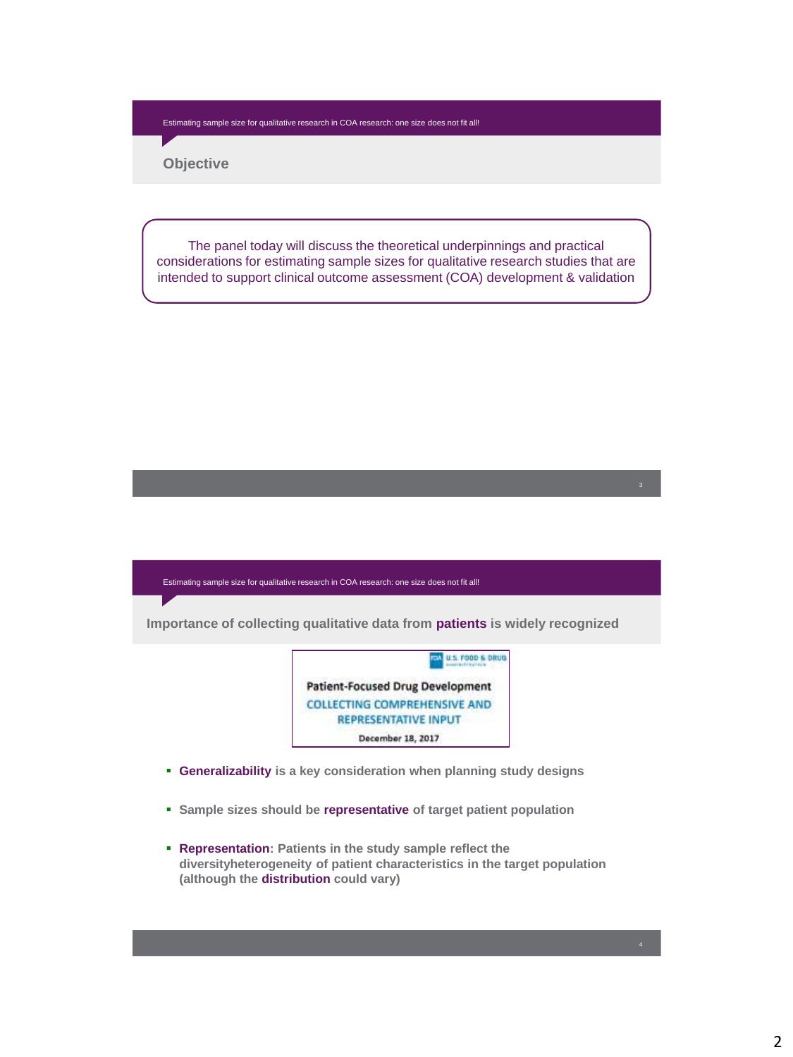Estimating sample size for qualitative research in COA research: one size does not fit all!

## Objective

The panel today will discuss the theoretical underpinnings and practical considerations for estimating sample sizes for qualitative research studies that are intended to support clinical outcome assessment (COA) development & validation

Estimating sample size for qualitative research in COA research: one size does not fit all!

## Importance of collecting qualitative data from **patients** is widely recognized

U.S. FOOD & DRUG

Patient-Focused Drug Development

COLLECTING COMPREHENSIVE AND REPRESENTATIVE INPUT

December 18, 2017

- **Generalizability** is a key consideration when planning study designs
- Sample sizes should be **representative** of target patient population
- **Representation**: Patients in the study sample reflect the diversityheterogeneity of patient characteristics in the target population (although the **distribution** could vary)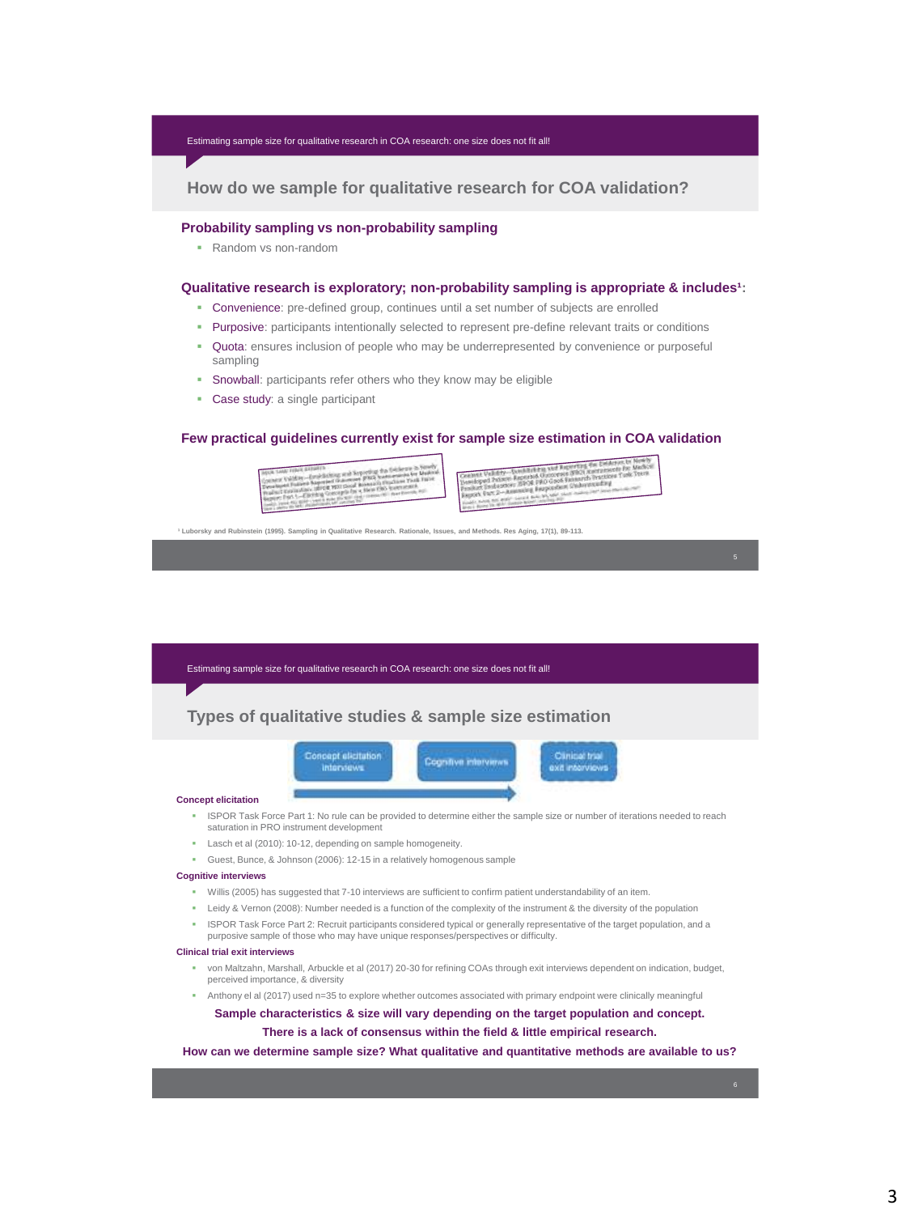Estimating sample size for qualitative research in COA research: one size does not fit all!

## How do we sample for qualitative research for COA validation?

### Probability sampling vs non-probability sampling

- Random vs non-random

### Qualitative research is exploratory; non-probability sampling is appropriate & includes[1]:

- Convenience: pre-defined group, continues until a set number of subjects are enrolled
- Purposive: participants intentionally selected to represent pre-define relevant traits or conditions
- Quota: ensures inclusion of people who may be underrepresented by convenience or purposeful sampling
- Snowball: participants refer others who they know may be eligible
- Case study: a single participant

### Few practical guidelines currently exist for sample size estimation in COA validation

[1] Luborsky and Rubinstein (1995). Sampling in Qualitative Research. Rationale, Issues, and Methods. Res Aging, 17(1), 89-113.

Estimating sample size for qualitative research in COA research: one size does not fit all!

## Types of qualitative studies & sample size estimation

Concept elicitation interviews → Cognitive interviews → Clinical trial exit interviews

**Concept elicitation**

- ISPOR Task Force Part 1: No rule can be provided to determine either the sample size or number of iterations needed to reach saturation in PRO instrument development
- Lasch et al (2010): 10-12, depending on sample homogeneity.
- Guest, Bunce, & Johnson (2006): 12-15 in a relatively homogenous sample

**Cognitive interviews**

- Willis (2005) has suggested that 7-10 interviews are sufficient to confirm patient understandability of an item.
- Leidy & Vernon (2008): Number needed is a function of the complexity of the instrument & the diversity of the population
- ISPOR Task Force Part 2: Recruit participants considered typical or generally representative of the target population, and a purposive sample of those who may have unique responses/perspectives or difficulty.

**Clinical trial exit interviews**

- von Maltzahn, Marshall, Arbuckle et al (2017) 20-30 for refining COAs through exit interviews dependent on indication, budget, perceived importance, & diversity
- Anthony el al (2017) used n=35 to explore whether outcomes associated with primary endpoint were clinically meaningful

**Sample characteristics & size will vary depending on the target population and concept.**

**There is a lack of consensus within the field & little empirical research.**

**How can we determine sample size? What qualitative and quantitative methods are available to us?**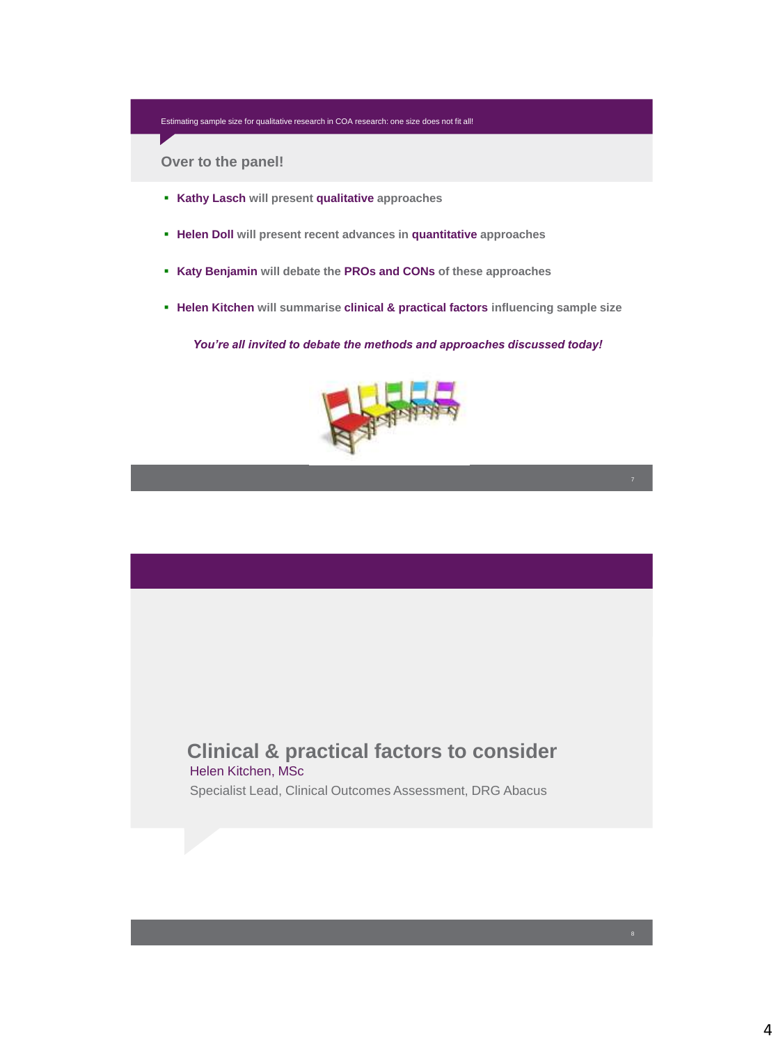Estimating sample size for qualitative research in COA research: one size does not fit all!

## Over to the panel!

- **Kathy Lasch** will present **qualitative** approaches
- **Helen Doll** will present recent advances in **quantitative** approaches
- **Katy Benjamin** will debate the **PROs and CONs** of these approaches
- **Helen Kitchen** will summarise **clinical & practical factors** influencing sample size

***You're all invited to debate the methods and approaches discussed today!***

## Clinical & practical factors to consider

Helen Kitchen, MSc

Specialist Lead, Clinical Outcomes Assessment, DRG Abacus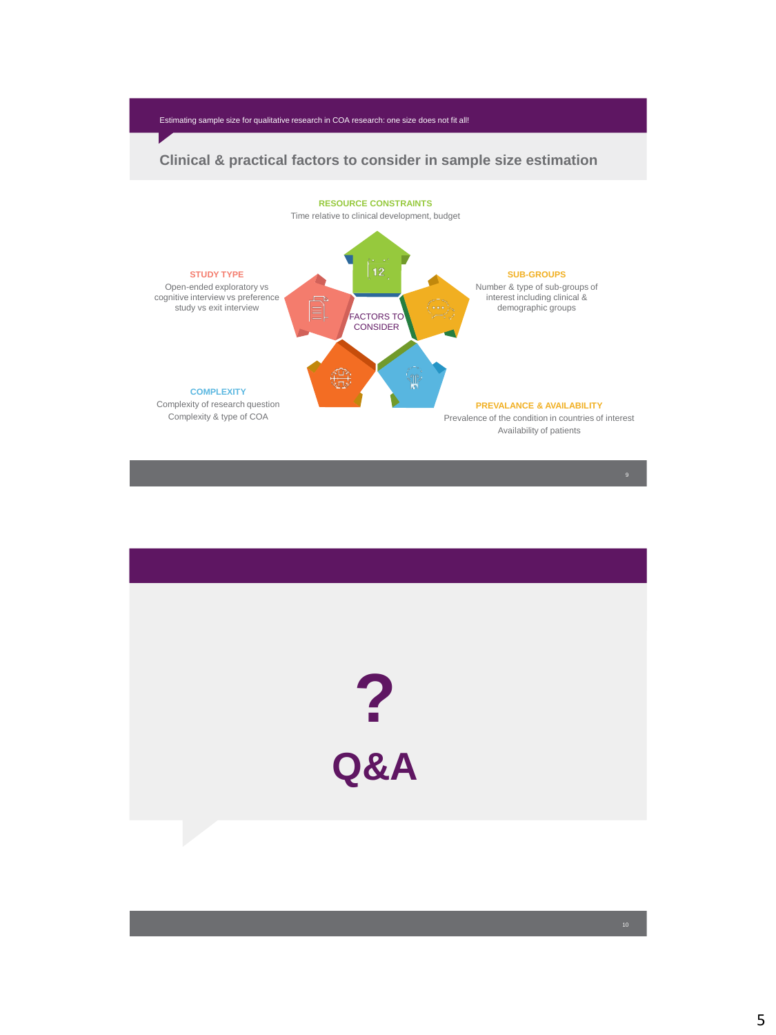Estimating sample size for qualitative research in COA research: one size does not fit all!

## Clinical & practical factors to consider in sample size estimation

**RESOURCE CONSTRAINTS**
Time relative to clinical development, budget

**STUDY TYPE**
Open-ended exploratory vs cognitive interview vs preference study vs exit interview

**SUB-GROUPS**
Number & type of sub-groups of interest including clinical & demographic groups

FACTORS TO CONSIDER

**COMPLEXITY**
Complexity of research question
Complexity & type of COA

**PREVALANCE & AVAILABILITY**
Prevalence of the condition in countries of interest
Availability of patients

# ?

# Q&A